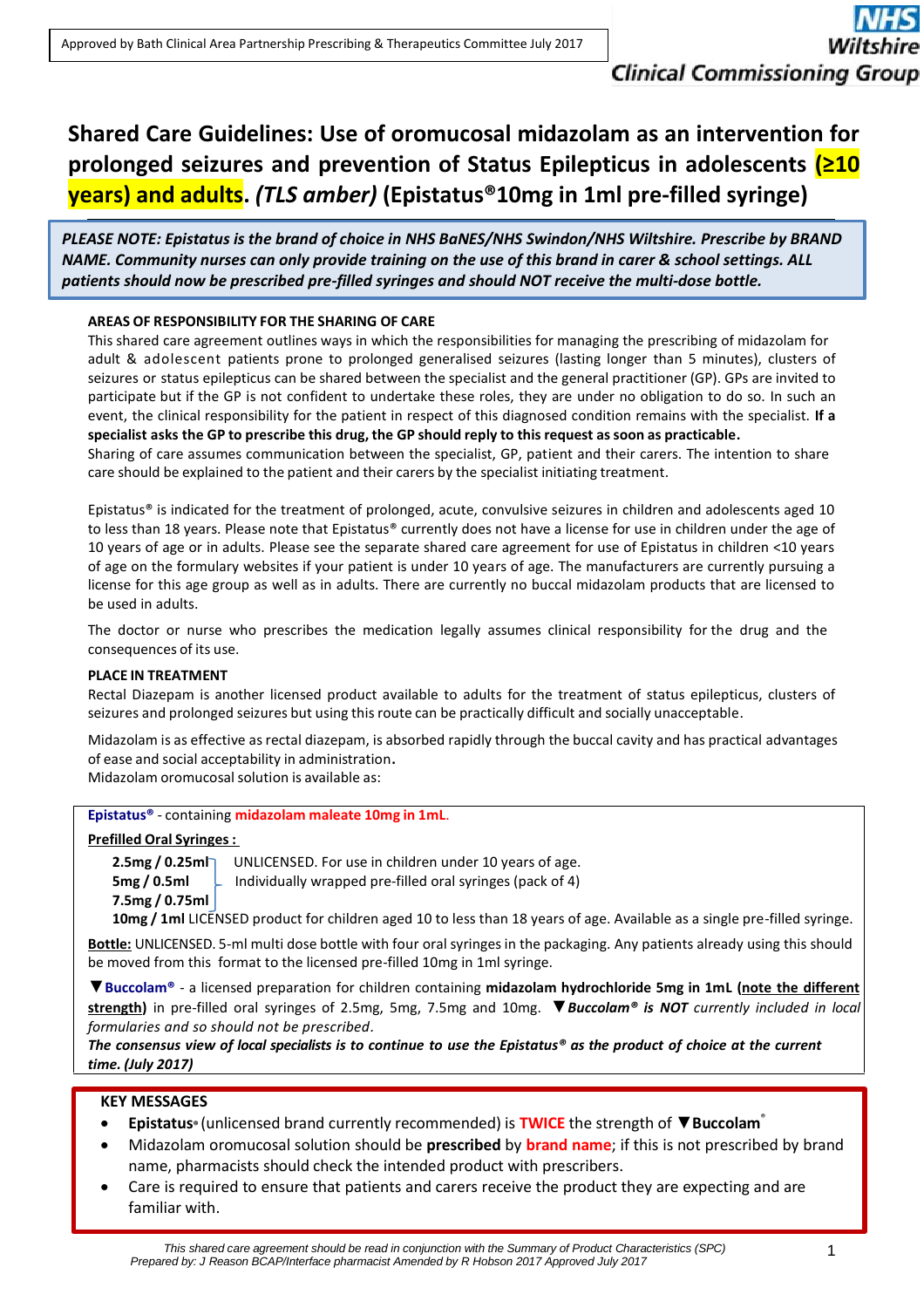Approved by Bath Clinical Area Partnership Prescribing & Therapeutics Committee July 2017

NHS Wiltshire Clinical Commissioning Group

# Shared Care Guidelines: Use of oromucosal midazolam as an intervention for prolonged seizures and prevention of Status Epilepticus in adolescents (≥10 years) and adults. *(TLS amber)* (Epistatus®10mg in 1ml pre-filled syringe)

***PLEASE NOTE: Epistatus is the brand of choice in NHS BaNES/NHS Swindon/NHS Wiltshire. Prescribe by BRAND NAME. Community nurses can only provide training on the use of this brand in carer & school settings. ALL patients should now be prescribed pre-filled syringes and should NOT receive the multi-dose bottle.***

## AREAS OF RESPONSIBILITY FOR THE SHARING OF CARE

This shared care agreement outlines ways in which the responsibilities for managing the prescribing of midazolam for adult & adolescent patients prone to prolonged generalised seizures (lasting longer than 5 minutes), clusters of seizures or status epilepticus can be shared between the specialist and the general practitioner (GP). GPs are invited to participate but if the GP is not confident to undertake these roles, they are under no obligation to do so. In such an event, the clinical responsibility for the patient in respect of this diagnosed condition remains with the specialist. **If a specialist asks the GP to prescribe this drug, the GP should reply to this request as soon as practicable.**

Sharing of care assumes communication between the specialist, GP, patient and their carers. The intention to share care should be explained to the patient and their carers by the specialist initiating treatment.

Epistatus® is indicated for the treatment of prolonged, acute, convulsive seizures in children and adolescents aged 10 to less than 18 years. Please note that Epistatus® currently does not have a license for use in children under the age of 10 years of age or in adults. Please see the separate shared care agreement for use of Epistatus in children <10 years of age on the formulary websites if your patient is under 10 years of age. The manufacturers are currently pursuing a license for this age group as well as in adults. There are currently no buccal midazolam products that are licensed to be used in adults.

The doctor or nurse who prescribes the medication legally assumes clinical responsibility for the drug and the consequences of its use.

## PLACE IN TREATMENT

Rectal Diazepam is another licensed product available to adults for the treatment of status epilepticus, clusters of seizures and prolonged seizures but using this route can be practically difficult and socially unacceptable.

Midazolam is as effective as rectal diazepam, is absorbed rapidly through the buccal cavity and has practical advantages of ease and social acceptability in administration**.**

Midazolam oromucosal solution is available as:

**Epistatus®** - containing **midazolam maleate 10mg in 1mL**.

**Prefilled Oral Syringes :**

- **2.5mg / 0.25ml**, **5mg / 0.5ml**, **7.5mg / 0.75ml** – UNLICENSED. For use in children under 10 years of age. Individually wrapped pre-filled oral syringes (pack of 4)
- **10mg / 1ml** LICENSED product for children aged 10 to less than 18 years of age. Available as a single pre-filled syringe.

**Bottle:** UNLICENSED. 5-ml multi dose bottle with four oral syringes in the packaging. Any patients already using this should be moved from this format to the licensed pre-filled 10mg in 1ml syringe.

▼**Buccolam®** - a licensed preparation for children containing **midazolam hydrochloride 5mg in 1mL** (**note the different strength)** in pre-filled oral syringes of 2.5mg, 5mg, 7.5mg and 10mg. ▼***Buccolam® is NOT*** *currently included in local formularies and so should not be prescribed.*

***The consensus view of local specialists is to continue to use the Epistatus® as the product of choice at the current time. (July 2017)***

## KEY MESSAGES

- **Epistatus®** (unlicensed brand currently recommended) is **TWICE** the strength of ▼**Buccolam®**
- Midazolam oromucosal solution should be **prescribed** by **brand name**; if this is not prescribed by brand name, pharmacists should check the intended product with prescribers.
- Care is required to ensure that patients and carers receive the product they are expecting and are familiar with.

*This shared care agreement should be read in conjunction with the Summary of Product Characteristics (SPC)*
*Prepared by: J Reason BCAP/Interface pharmacist Amended by R Hobson 2017 Approved July 2017*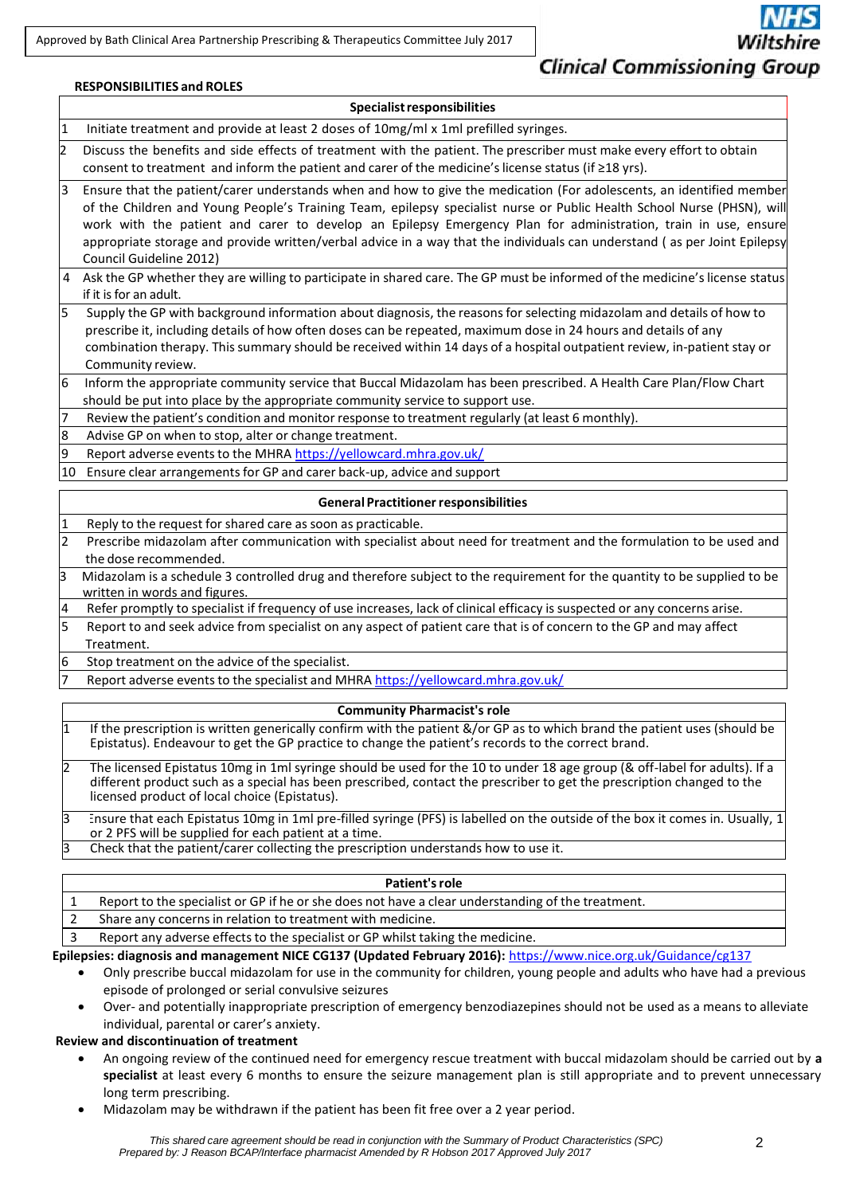Approved by Bath Clinical Area Partnership Prescribing & Therapeutics Committee July 2017

**RESPONSIBILITIES and ROLES**

| | Specialist responsibilities |
|---|---|
| 1 | Initiate treatment and provide at least 2 doses of 10mg/ml x 1ml prefilled syringes. |
| 2 | Discuss the benefits and side effects of treatment with the patient. The prescriber must make every effort to obtain consent to treatment and inform the patient and carer of the medicine's license status (if ≥18 yrs). |
| 3 | Ensure that the patient/carer understands when and how to give the medication (For adolescents, an identified member of the Children and Young People's Training Team, epilepsy specialist nurse or Public Health School Nurse (PHSN), will work with the patient and carer to develop an Epilepsy Emergency Plan for administration, train in use, ensure appropriate storage and provide written/verbal advice in a way that the individuals can understand ( as per Joint Epilepsy Council Guideline 2012) |
| 4 | Ask the GP whether they are willing to participate in shared care. The GP must be informed of the medicine's license status if it is for an adult. |
| 5 | Supply the GP with background information about diagnosis, the reasons for selecting midazolam and details of how to prescribe it, including details of how often doses can be repeated, maximum dose in 24 hours and details of any combination therapy. This summary should be received within 14 days of a hospital outpatient review, in-patient stay or Community review. |
| 6 | Inform the appropriate community service that Buccal Midazolam has been prescribed. A Health Care Plan/Flow Chart should be put into place by the appropriate community service to support use. |
| 7 | Review the patient's condition and monitor response to treatment regularly (at least 6 monthly). |
| 8 | Advise GP on when to stop, alter or change treatment. |
| 9 | Report adverse events to the MHRA https://yellowcard.mhra.gov.uk/ |
| 10 | Ensure clear arrangements for GP and carer back-up, advice and support |

| | General Practitioner responsibilities |
|---|---|
| 1 | Reply to the request for shared care as soon as practicable. |
| 2 | Prescribe midazolam after communication with specialist about need for treatment and the formulation to be used and the dose recommended. |
| 3 | Midazolam is a schedule 3 controlled drug and therefore subject to the requirement for the quantity to be supplied to be written in words and figures. |
| 4 | Refer promptly to specialist if frequency of use increases, lack of clinical efficacy is suspected or any concerns arise. |
| 5 | Report to and seek advice from specialist on any aspect of patient care that is of concern to the GP and may affect Treatment. |
| 6 | Stop treatment on the advice of the specialist. |
| 7 | Report adverse events to the specialist and MHRA https://yellowcard.mhra.gov.uk/ |

| | Community Pharmacist's role |
|---|---|
| 1 | If the prescription is written generically confirm with the patient &/or GP as to which brand the patient uses (should be Epistatus). Endeavour to get the GP practice to change the patient's records to the correct brand. |
| 2 | The licensed Epistatus 10mg in 1ml syringe should be used for the 10 to under 18 age group (& off-label for adults). If a different product such as a special has been prescribed, contact the prescriber to get the prescription changed to the licensed product of local choice (Epistatus). |
| 3 | Ensure that each Epistatus 10mg in 1ml pre-filled syringe (PFS) is labelled on the outside of the box it comes in. Usually, 1 or 2 PFS will be supplied for each patient at a time. |
| 3 | Check that the patient/carer collecting the prescription understands how to use it. |

| | Patient's role |
|---|---|
| 1 | Report to the specialist or GP if he or she does not have a clear understanding of the treatment. |
| 2 | Share any concerns in relation to treatment with medicine. |
| 3 | Report any adverse effects to the specialist or GP whilst taking the medicine. |

**Epilepsies: diagnosis and management NICE CG137 (Updated February 2016):** https://www.nice.org.uk/Guidance/cg137

- Only prescribe buccal midazolam for use in the community for children, young people and adults who have had a previous episode of prolonged or serial convulsive seizures
- Over- and potentially inappropriate prescription of emergency benzodiazepines should not be used as a means to alleviate individual, parental or carer's anxiety.

**Review and discontinuation of treatment**

- An ongoing review of the continued need for emergency rescue treatment with buccal midazolam should be carried out by **a specialist** at least every 6 months to ensure the seizure management plan is still appropriate and to prevent unnecessary long term prescribing.
- Midazolam may be withdrawn if the patient has been fit free over a 2 year period.

*This shared care agreement should be read in conjunction with the Summary of Product Characteristics (SPC)*
*Prepared by: J Reason BCAP/Interface pharmacist Amended by R Hobson 2017 Approved July 2017*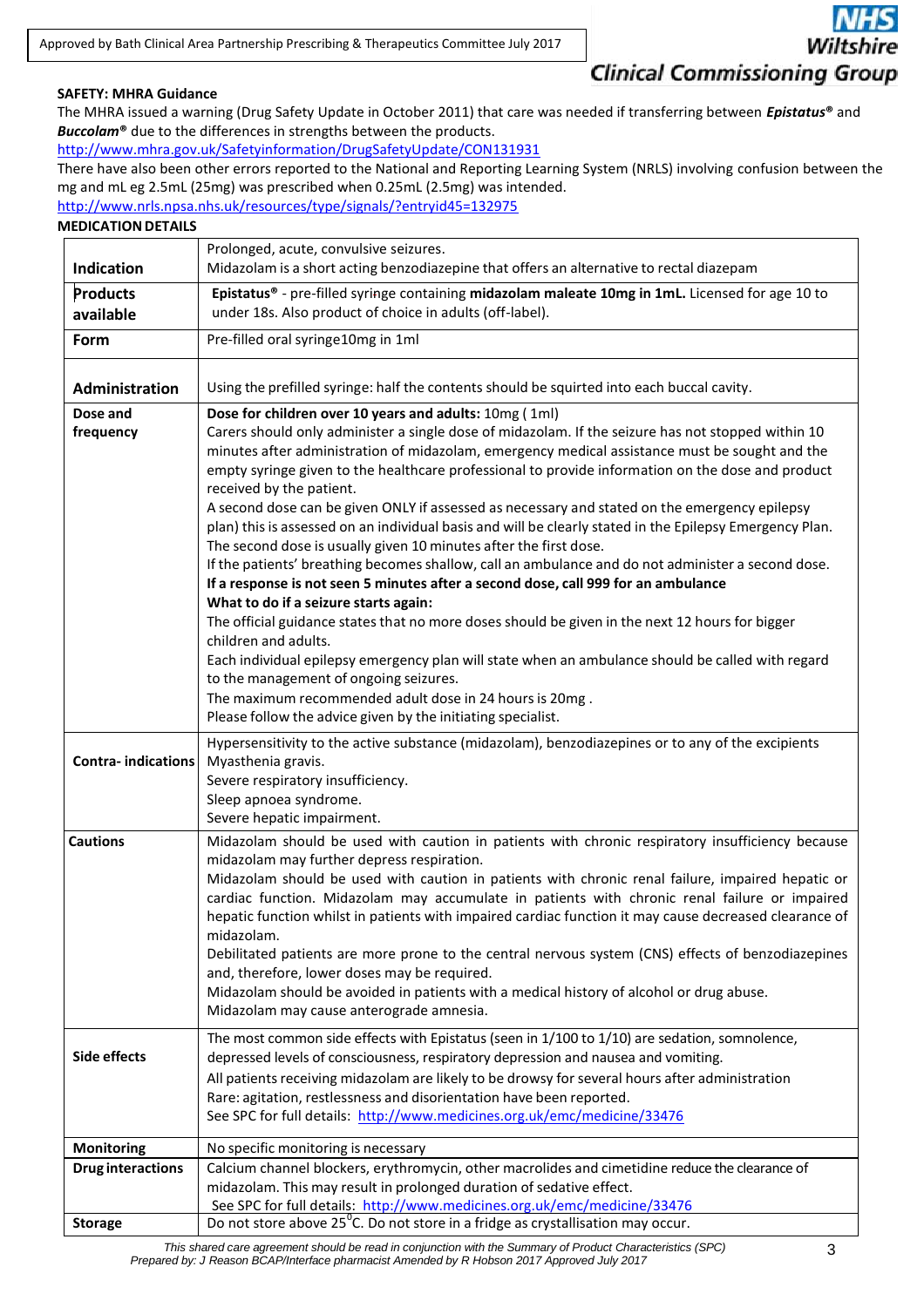**SAFETY: MHRA Guidance**

The MHRA issued a warning (Drug Safety Update in October 2011) that care was needed if transferring between ***Epistatus®*** and ***Buccolam®*** due to the differences in strengths between the products.
http://www.mhra.gov.uk/Safetyinformation/DrugSafetyUpdate/CON131931

There have also been other errors reported to the National and Reporting Learning System (NRLS) involving confusion between the mg and mL eg 2.5mL (25mg) was prescribed when 0.25mL (2.5mg) was intended.
http://www.nrls.npsa.nhs.uk/resources/type/signals/?entryid45=132975

**MEDICATION DETAILS**

| | |
|---|---|
| **Indication** | Prolonged, acute, convulsive seizures.<br>Midazolam is a short acting benzodiazepine that offers an alternative to rectal diazepam |
| **Products available** | **Epistatus®** - pre-filled syringe containing **midazolam maleate 10mg in 1mL.** Licensed for age 10 to under 18s. Also product of choice in adults (off-label). |
| **Form** | Pre-filled oral syringe10mg in 1ml |
| **Administration** | Using the prefilled syringe: half the contents should be squirted into each buccal cavity. |
| **Dose and frequency** | **Dose for children over 10 years and adults:** 10mg ( 1ml)<br>Carers should only administer a single dose of midazolam. If the seizure has not stopped within 10 minutes after administration of midazolam, emergency medical assistance must be sought and the empty syringe given to the healthcare professional to provide information on the dose and product received by the patient.<br>A second dose can be given ONLY if assessed as necessary and stated on the emergency epilepsy plan) this is assessed on an individual basis and will be clearly stated in the Epilepsy Emergency Plan. The second dose is usually given 10 minutes after the first dose.<br>If the patients' breathing becomes shallow, call an ambulance and do not administer a second dose.<br>**If a response is not seen 5 minutes after a second dose, call 999 for an ambulance**<br>**What to do if a seizure starts again:**<br>The official guidance states that no more doses should be given in the next 12 hours for bigger children and adults.<br>Each individual epilepsy emergency plan will state when an ambulance should be called with regard to the management of ongoing seizures.<br>The maximum recommended adult dose in 24 hours is 20mg .<br>Please follow the advice given by the initiating specialist. |
| **Contra- indications** | Hypersensitivity to the active substance (midazolam), benzodiazepines or to any of the excipients<br>Myasthenia gravis.<br>Severe respiratory insufficiency.<br>Sleep apnoea syndrome.<br>Severe hepatic impairment. |
| **Cautions** | Midazolam should be used with caution in patients with chronic respiratory insufficiency because midazolam may further depress respiration.<br>Midazolam should be used with caution in patients with chronic renal failure, impaired hepatic or cardiac function. Midazolam may accumulate in patients with chronic renal failure or impaired hepatic function whilst in patients with impaired cardiac function it may cause decreased clearance of midazolam.<br>Debilitated patients are more prone to the central nervous system (CNS) effects of benzodiazepines and, therefore, lower doses may be required.<br>Midazolam should be avoided in patients with a medical history of alcohol or drug abuse.<br>Midazolam may cause anterograde amnesia. |
| **Side effects** | The most common side effects with Epistatus (seen in 1/100 to 1/10) are sedation, somnolence, depressed levels of consciousness, respiratory depression and nausea and vomiting.<br>All patients receiving midazolam are likely to be drowsy for several hours after administration<br>Rare: agitation, restlessness and disorientation have been reported.<br>See SPC for full details: http://www.medicines.org.uk/emc/medicine/33476 |
| **Monitoring** | No specific monitoring is necessary |
| **Drug interactions** | Calcium channel blockers, erythromycin, other macrolides and cimetidine reduce the clearance of midazolam. This may result in prolonged duration of sedative effect.<br>See SPC for full details: http://www.medicines.org.uk/emc/medicine/33476 |
| **Storage** | Do not store above 25$^{0}$C. Do not store in a fridge as crystallisation may occur. |

*This shared care agreement should be read in conjunction with the Summary of Product Characteristics (SPC)*
*Prepared by: J Reason BCAP/Interface pharmacist Amended by R Hobson 2017 Approved July 2017*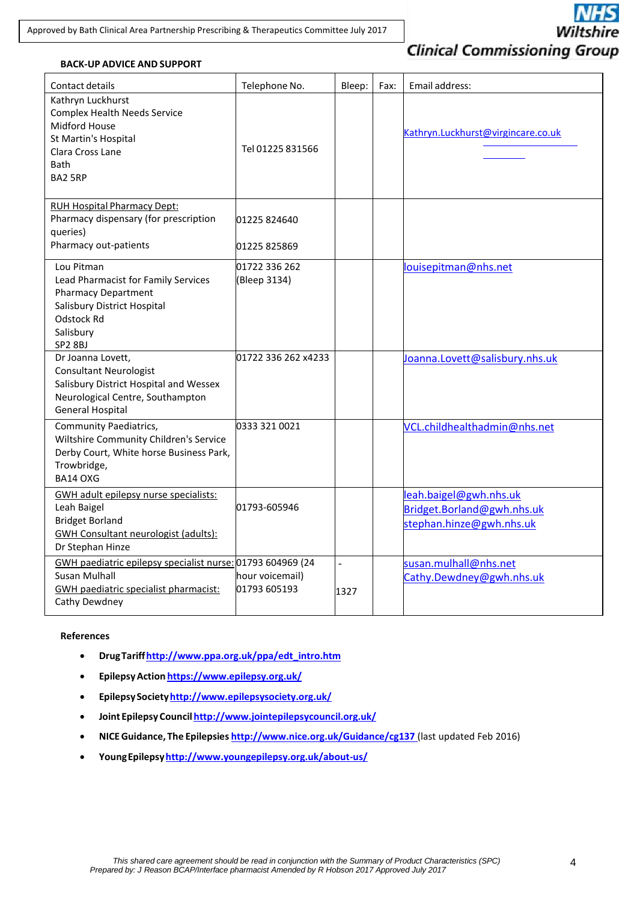**BACK-UP ADVICE AND SUPPORT**

| Contact details | Telephone No. | Bleep: | Fax: | Email address: |
|---|---|---|---|---|
| Kathryn Luckhurst<br>Complex Health Needs Service<br>Midford House<br>St Martin's Hospital<br>Clara Cross Lane<br>Bath<br>BA2 5RP | Tel 01225 831566 | | | Kathryn.Luckhurst@virgincare.co.uk |
| RUH Hospital Pharmacy Dept:<br>Pharmacy dispensary (for prescription queries)<br>Pharmacy out-patients | 01225 824640<br><br>01225 825869 | | | |
| Lou Pitman<br>Lead Pharmacist for Family Services<br>Pharmacy Department<br>Salisbury District Hospital<br>Odstock Rd<br>Salisbury<br>SP2 8BJ | 01722 336 262<br>(Bleep 3134) | | | louisepitman@nhs.net |
| Dr Joanna Lovett,<br>Consultant Neurologist<br>Salisbury District Hospital and Wessex Neurological Centre, Southampton General Hospital | 01722 336 262 x4233 | | | Joanna.Lovett@salisbury.nhs.uk |
| Community Paediatrics,<br>Wiltshire Community Children's Service<br>Derby Court, White horse Business Park,<br>Trowbridge,<br>BA14 OXG | 0333 321 0021 | | | VCL.childhealthadmin@nhs.net |
| GWH adult epilepsy nurse specialists:<br>Leah Baigel<br>Bridget Borland<br>GWH Consultant neurologist (adults):<br>Dr Stephan Hinze | 01793-605946 | | | leah.baigel@gwh.nhs.uk<br>Bridget.Borland@gwh.nhs.uk<br>stephan.hinze@gwh.nhs.uk |
| GWH paediatric epilepsy specialist nurse:<br>Susan Mulhall<br>GWH paediatric specialist pharmacist:<br>Cathy Dewdney | 01793 604969 (24 hour voicemail)<br>01793 605193 | -<br><br>1327 | | susan.mulhall@nhs.net<br>Cathy.Dewdney@gwh.nhs.uk |

**References**

- **Drug Tariff http://www.ppa.org.uk/ppa/edt_intro.htm**
- **Epilepsy Action https://www.epilepsy.org.uk/**
- **Epilepsy Society http://www.epilepsysociety.org.uk/**
- **Joint Epilepsy Council http://www.jointepilepsycouncil.org.uk/**
- **NICE Guidance, The Epilepsies http://www.nice.org.uk/Guidance/cg137** (last updated Feb 2016)
- **Young Epilepsy http://www.youngepilepsy.org.uk/about-us/**

*This shared care agreement should be read in conjunction with the Summary of Product Characteristics (SPC)*
*Prepared by: J Reason BCAP/Interface pharmacist Amended by R Hobson 2017 Approved July 2017*